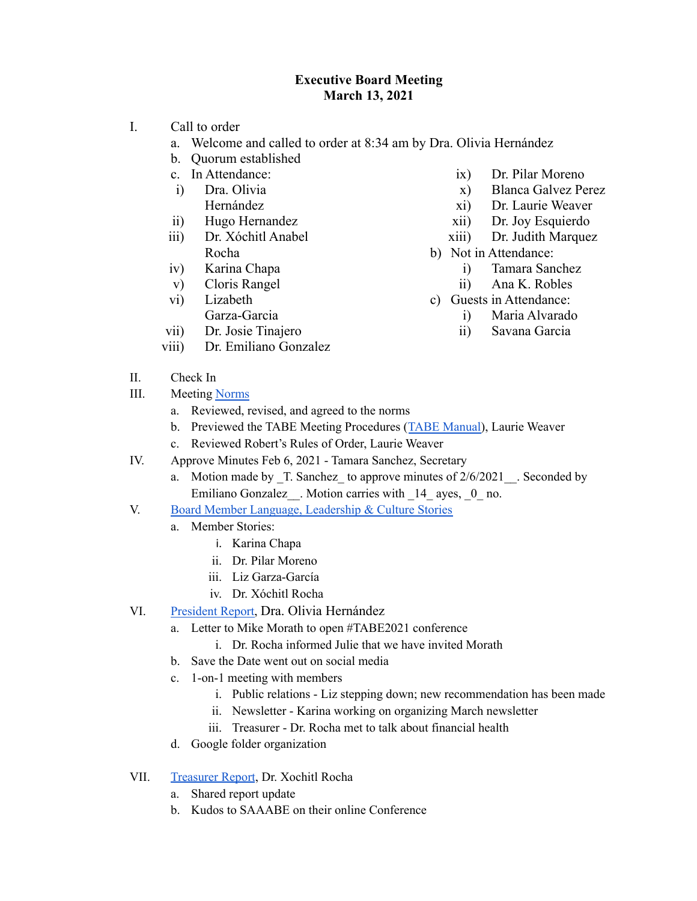# Executive Board Meeting
## March 13, 2021

I. Call to order
   a. Welcome and called to order at 8:34 am by Dra. Olivia Hernández
   b. Quorum established
   c. In Attendance:
      i) Dra. Olivia Hernández
      ii) Hugo Hernandez
      iii) Dr. Xóchitl Anabel Rocha
      iv) Karina Chapa
      v) Cloris Rangel
      vi) Lizabeth Garza-Garcia
      vii) Dr. Josie Tinajero
      viii) Dr. Emiliano Gonzalez
      ix) Dr. Pilar Moreno
      x) Blanca Galvez Perez
      xi) Dr. Laurie Weaver
      xii) Dr. Joy Esquierdo
      xiii) Dr. Judith Marquez
   b) Not in Attendance:
      i) Tamara Sanchez
      ii) Ana K. Robles
   c) Guests in Attendance:
      i) Maria Alvarado
      ii) Savana Garcia

II. Check In

III. Meeting Norms
   a. Reviewed, revised, and agreed to the norms
   b. Previewed the TABE Meeting Procedures (TABE Manual), Laurie Weaver
   c. Reviewed Robert's Rules of Order, Laurie Weaver

IV. Approve Minutes Feb 6, 2021 - Tamara Sanchez, Secretary
   a. Motion made by _T. Sanchez_ to approve minutes of 2/6/2021__. Seconded by Emiliano Gonzalez__. Motion carries with _14_ ayes, _0_ no.

V. Board Member Language, Leadership & Culture Stories
   a. Member Stories:
      i. Karina Chapa
      ii. Dr. Pilar Moreno
      iii. Liz Garza-García
      iv. Dr. Xóchitl Rocha

VI. President Report, Dra. Olivia Hernández
   a. Letter to Mike Morath to open #TABE2021 conference
      i. Dr. Rocha informed Julie that we have invited Morath
   b. Save the Date went out on social media
   c. 1-on-1 meeting with members
      i. Public relations - Liz stepping down; new recommendation has been made
      ii. Newsletter - Karina working on organizing March newsletter
      iii. Treasurer - Dr. Rocha met to talk about financial health
   d. Google folder organization

VII. Treasurer Report, Dr. Xochitl Rocha
   a. Shared report update
   b. Kudos to SAAABE on their online Conference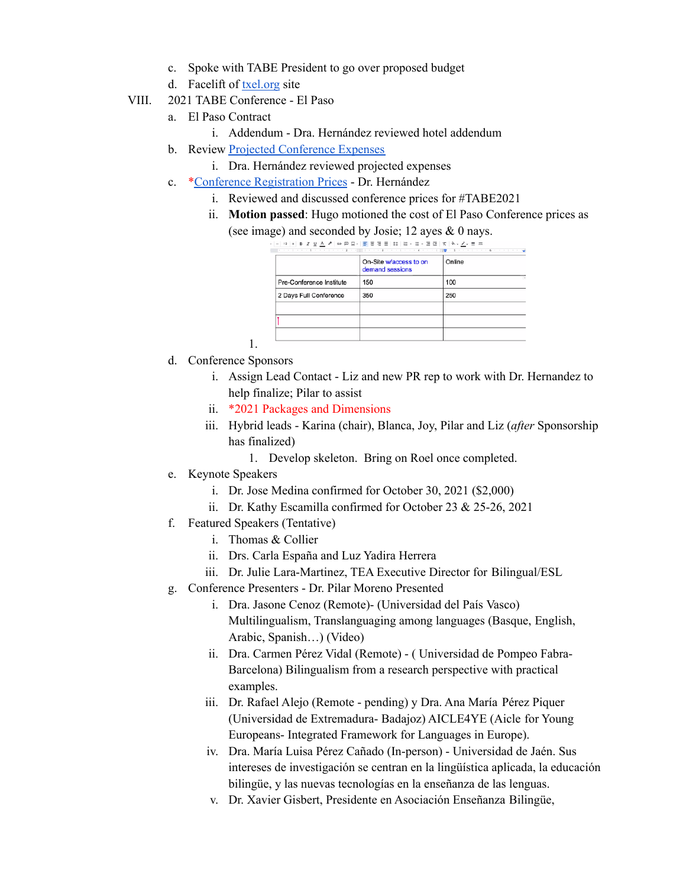c. Spoke with TABE President to go over proposed budget

d. Facelift of txel.org site

VIII. 2021 TABE Conference - El Paso

a. El Paso Contract

i. Addendum - Dra. Hernández reviewed hotel addendum

b. Review Projected Conference Expenses

i. Dra. Hernández reviewed projected expenses

c. *Conference Registration Prices - Dr. Hernández

i. Reviewed and discussed conference prices for #TABE2021

ii. **Motion passed**: Hugo motioned the cost of El Paso Conference prices as (see image) and seconded by Josie; 12 ayes & 0 nays.

1.

| | On-Site w/access to on demand sessions | Online |
|---|---|---|
| Pre-Conference Institute | 150 | 100 |
| 2 Days Full Conference | 350 | 250 |
| | | |
| | | |
| | | |

d. Conference Sponsors

i. Assign Lead Contact - Liz and new PR rep to work with Dr. Hernandez to help finalize; Pilar to assist

ii. *2021 Packages and Dimensions

iii. Hybrid leads - Karina (chair), Blanca, Joy, Pilar and Liz (*after* Sponsorship has finalized)

1. Develop skeleton. Bring on Roel once completed.

e. Keynote Speakers

i. Dr. Jose Medina confirmed for October 30, 2021 ($2,000)

ii. Dr. Kathy Escamilla confirmed for October 23 & 25-26, 2021

f. Featured Speakers (Tentative)

i. Thomas & Collier

ii. Drs. Carla España and Luz Yadira Herrera

iii. Dr. Julie Lara-Martinez, TEA Executive Director for Bilingual/ESL

g. Conference Presenters - Dr. Pilar Moreno Presented

i. Dra. Jasone Cenoz (Remote)- (Universidad del País Vasco) Multilingualism, Translanguaging among languages (Basque, English, Arabic, Spanish…) (Video)

ii. Dra. Carmen Pérez Vidal (Remote) - ( Universidad de Pompeo Fabra- Barcelona) Bilingualism from a research perspective with practical examples.

iii. Dr. Rafael Alejo (Remote - pending) y Dra. Ana María Pérez Piquer (Universidad de Extremadura- Badajoz) AICLE4YE (Aicle for Young Europeans- Integrated Framework for Languages in Europe).

iv. Dra. María Luisa Pérez Cañado (In-person) - Universidad de Jaén. Sus intereses de investigación se centran en la lingüística aplicada, la educación bilingüe, y las nuevas tecnologías en la enseñanza de las lenguas.

v. Dr. Xavier Gisbert, Presidente en Asociación Enseñanza Bilingüe,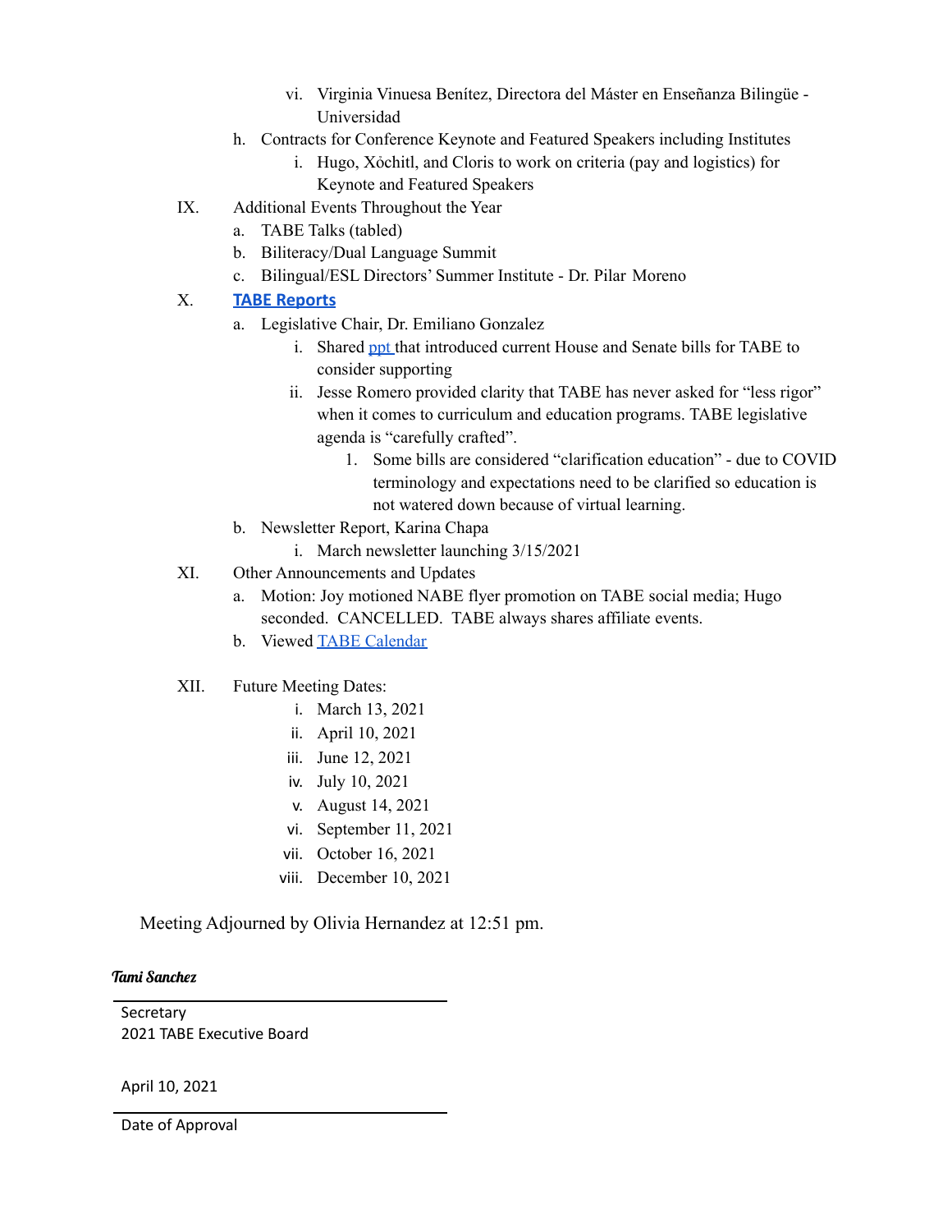vi. Virginia Vinuesa Benítez, Directora del Máster en Enseñanza Bilingüe - Universidad

    h. Contracts for Conference Keynote and Featured Speakers including Institutes
        i. Hugo, Xòchitl, and Cloris to work on criteria (pay and logistics) for Keynote and Featured Speakers

IX. Additional Events Throughout the Year
    a. TABE Talks (tabled)
    b. Biliteracy/Dual Language Summit
    c. Bilingual/ESL Directors' Summer Institute - Dr. Pilar Moreno

X. **TABE Reports**
    a. Legislative Chair, Dr. Emiliano Gonzalez
        i. Shared ppt that introduced current House and Senate bills for TABE to consider supporting
        ii. Jesse Romero provided clarity that TABE has never asked for "less rigor" when it comes to curriculum and education programs. TABE legislative agenda is "carefully crafted".
            1. Some bills are considered "clarification education" - due to COVID terminology and expectations need to be clarified so education is not watered down because of virtual learning.
    b. Newsletter Report, Karina Chapa
        i. March newsletter launching 3/15/2021

XI. Other Announcements and Updates
    a. Motion: Joy motioned NABE flyer promotion on TABE social media; Hugo seconded. CANCELLED. TABE always shares affiliate events.
    b. Viewed TABE Calendar

XII. Future Meeting Dates:
        i. March 13, 2021
        ii. April 10, 2021
        iii. June 12, 2021
        iv. July 10, 2021
        v. August 14, 2021
        vi. September 11, 2021
        vii. October 16, 2021
        viii. December 10, 2021

Meeting Adjourned by Olivia Hernandez at 12:51 pm.

*Tami Sanchez*

Secretary
2021 TABE Executive Board

April 10, 2021

Date of Approval